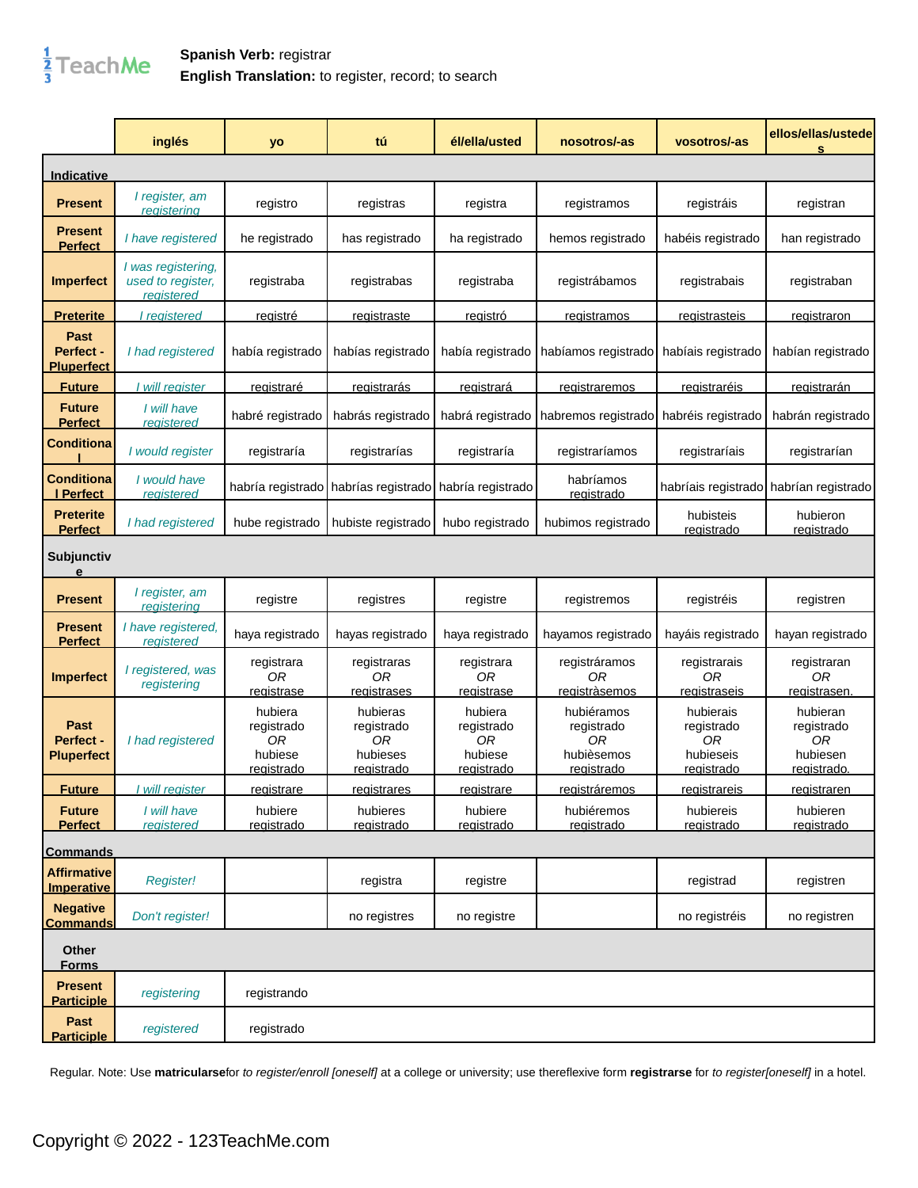**Spanish Verb:** registrar
**English Translation:** to register, record; to search

| | inglés | yo | tú | él/ella/usted | nosotros/-as | vosotros/-as | ellos/ellas/ustedes |
|---|---|---|---|---|---|---|---|
| **Indicative** | | | | | | | |
| **Present** | *I register, am registering* | registro | registras | registra | registramos | registráis | registran |
| **Present Perfect** | *I have registered* | he registrado | has registrado | ha registrado | hemos registrado | habéis registrado | han registrado |
| **Imperfect** | *I was registering, used to register, registered* | registraba | registrabas | registraba | registrábamos | registrabais | registraban |
| **Preterite** | *I registered* | registré | registraste | registró | registramos | registrasteis | registraron |
| **Past Perfect - Pluperfect** | *I had registered* | había registrado | habías registrado | había registrado | habíamos registrado | habíais registrado | habían registrado |
| **Future** | *I will register* | registraré | registrarás | registrará | registraremos | registraréis | registrarán |
| **Future Perfect** | *I will have registered* | habré registrado | habrás registrado | habrá registrado | habremos registrado | habréis registrado | habrán registrado |
| **Conditional** | *I would register* | registraría | registrarías | registraría | registraríamos | registraríais | registrarían |
| **Conditional Perfect** | *I would have registered* | habría registrado | habrías registrado | habría registrado | habríamos registrado | habríais registrado | habrían registrado |
| **Preterite Perfect** | *I had registered* | hube registrado | hubiste registrado | hubo registrado | hubimos registrado | hubisteis registrado | hubieron registrado |
| **Subjunctive** | | | | | | | |
| **Present** | *I register, am registering* | registre | registres | registre | registremos | registréis | registren |
| **Present Perfect** | *I have registered, registered* | haya registrado | hayas registrado | haya registrado | hayamos registrado | hayáis registrado | hayan registrado |
| **Imperfect** | *I registered, was registering* | registrara *OR* registrase | registraras *OR* registrases | registrara *OR* registrase | registráramos *OR* registràsemos | registrarais *OR* registraseis | registraran *OR* registrasen. |
| **Past Perfect - Pluperfect** | *I had registered* | hubiera registrado *OR* hubiese registrado | hubieras registrado *OR* hubieses registrado | hubiera registrado *OR* hubiese registrado | hubiéramos registrado *OR* hubièsemos registrado | hubierais registrado *OR* hubieseis registrado | hubieran registrado *OR* hubiesen registrado. |
| **Future** | *I will register* | registrare | registrares | registrare | registráremos | registrareis | registraren |
| **Future Perfect** | *I will have registered* | hubiere registrado | hubieres registrado | hubiere registrado | hubiéremos registrado | hubiereis registrado | hubieren registrado |
| **Commands** | | | | | | | |
| **Affirmative Imperative** | *Register!* | | registra | registre | | registrad | registren |
| **Negative Commands** | *Don't register!* | | no registres | no registre | | no registréis | no registren |
| **Other Forms** | | | | | | | |
| **Present Participle** | *registering* | registrando | | | | | |
| **Past Participle** | *registered* | registrado | | | | | |

Regular. Note: Use **matricularse**for *to register/enroll [oneself]* at a college or university; use thereflexive form **registrarse** for *to register[oneself]* in a hotel.

Copyright © 2022 - 123TeachMe.com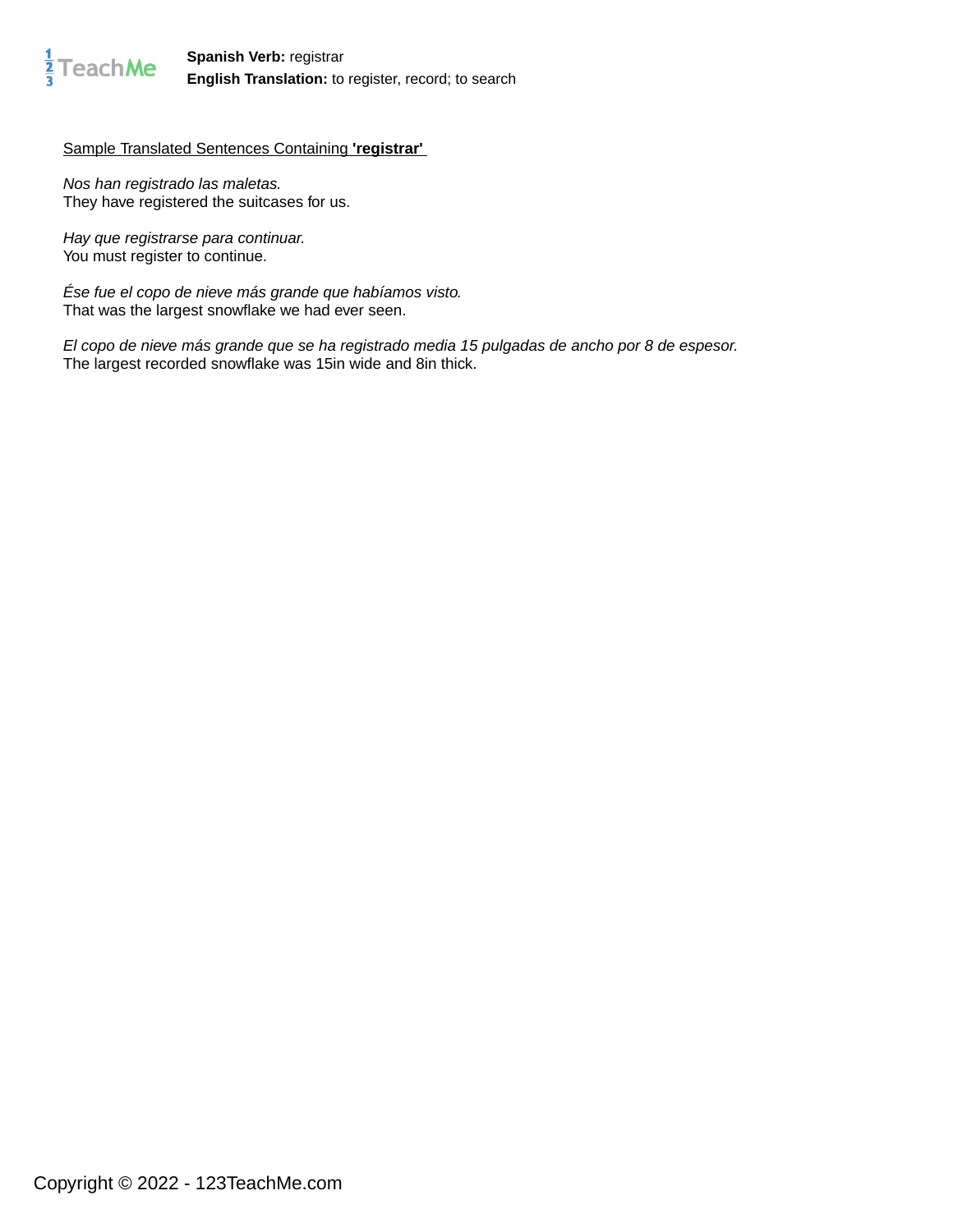**Spanish Verb:** registrar
**English Translation:** to register, record; to search

Sample Translated Sentences Containing **'registrar'**

*Nos han registrado las maletas.*
They have registered the suitcases for us.

*Hay que registrarse para continuar.*
You must register to continue.

*Ése fue el copo de nieve más grande que habíamos visto.*
That was the largest snowflake we had ever seen.

*El copo de nieve más grande que se ha registrado media 15 pulgadas de ancho por 8 de espesor.*
The largest recorded snowflake was 15in wide and 8in thick.

Copyright © 2022 - 123TeachMe.com